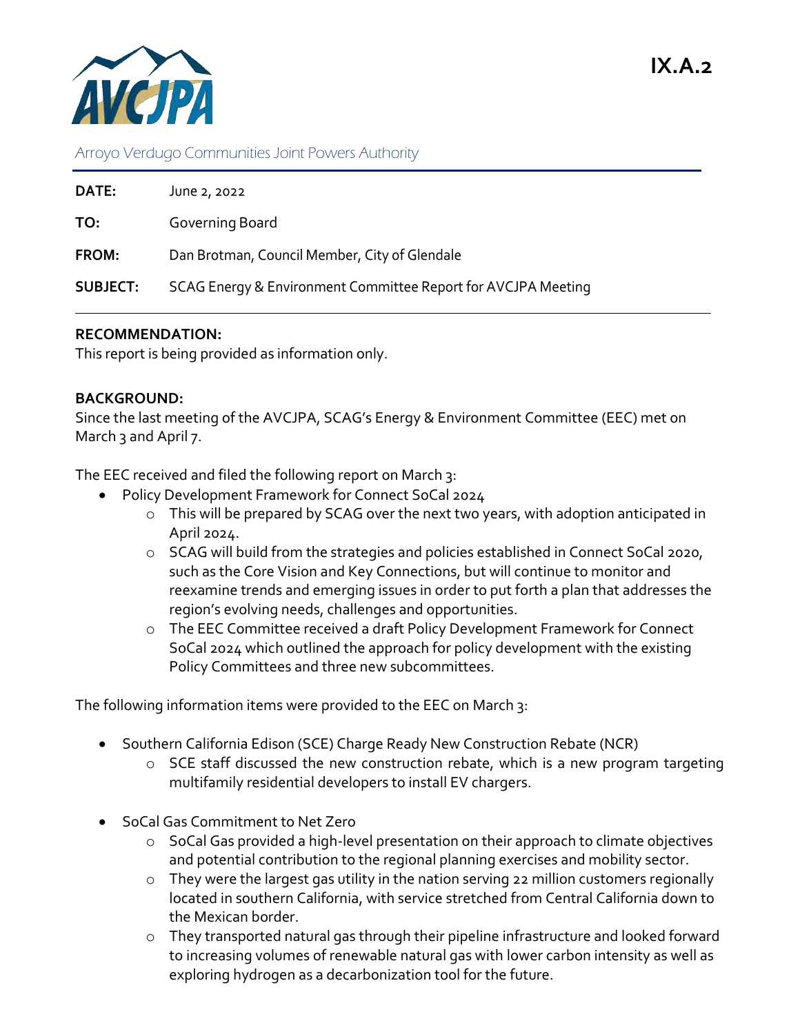IX.A.2

AVCJPA

Arroyo Verdugo Communities Joint Powers Authority

**DATE:** June 2, 2022

**TO:** Governing Board

**FROM:** Dan Brotman, Council Member, City of Glendale

**SUBJECT:** SCAG Energy & Environment Committee Report for AVCJPA Meeting

---

**RECOMMENDATION:**
This report is being provided as information only.

**BACKGROUND:**
Since the last meeting of the AVCJPA, SCAG's Energy & Environment Committee (EEC) met on March 3 and April 7.

The EEC received and filed the following report on March 3:

- Policy Development Framework for Connect SoCal 2024
    - This will be prepared by SCAG over the next two years, with adoption anticipated in April 2024.
    - SCAG will build from the strategies and policies established in Connect SoCal 2020, such as the Core Vision and Key Connections, but will continue to monitor and reexamine trends and emerging issues in order to put forth a plan that addresses the region's evolving needs, challenges and opportunities.
    - The EEC Committee received a draft Policy Development Framework for Connect SoCal 2024 which outlined the approach for policy development with the existing Policy Committees and three new subcommittees.

The following information items were provided to the EEC on March 3:

- Southern California Edison (SCE) Charge Ready New Construction Rebate (NCR)
    - SCE staff discussed the new construction rebate, which is a new program targeting multifamily residential developers to install EV chargers.

- SoCal Gas Commitment to Net Zero
    - SoCal Gas provided a high-level presentation on their approach to climate objectives and potential contribution to the regional planning exercises and mobility sector.
    - They were the largest gas utility in the nation serving 22 million customers regionally located in southern California, with service stretched from Central California down to the Mexican border.
    - They transported natural gas through their pipeline infrastructure and looked forward to increasing volumes of renewable natural gas with lower carbon intensity as well as exploring hydrogen as a decarbonization tool for the future.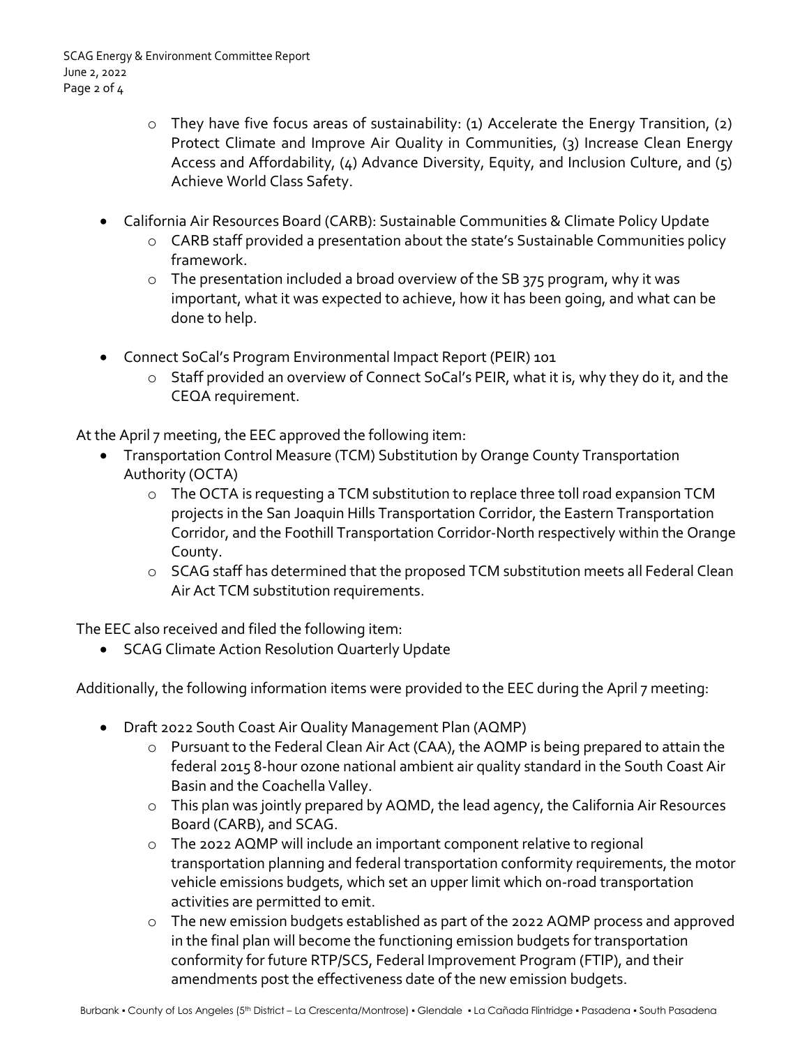- They have five focus areas of sustainability: (1) Accelerate the Energy Transition, (2) Protect Climate and Improve Air Quality in Communities, (3) Increase Clean Energy Access and Affordability, (4) Advance Diversity, Equity, and Inclusion Culture, and (5) Achieve World Class Safety.

- California Air Resources Board (CARB): Sustainable Communities & Climate Policy Update
  - CARB staff provided a presentation about the state's Sustainable Communities policy framework.
  - The presentation included a broad overview of the SB 375 program, why it was important, what it was expected to achieve, how it has been going, and what can be done to help.

- Connect SoCal's Program Environmental Impact Report (PEIR) 101
  - Staff provided an overview of Connect SoCal's PEIR, what it is, why they do it, and the CEQA requirement.

At the April 7 meeting, the EEC approved the following item:

- Transportation Control Measure (TCM) Substitution by Orange County Transportation Authority (OCTA)
  - The OCTA is requesting a TCM substitution to replace three toll road expansion TCM projects in the San Joaquin Hills Transportation Corridor, the Eastern Transportation Corridor, and the Foothill Transportation Corridor-North respectively within the Orange County.
  - SCAG staff has determined that the proposed TCM substitution meets all Federal Clean Air Act TCM substitution requirements.

The EEC also received and filed the following item:

- SCAG Climate Action Resolution Quarterly Update

Additionally, the following information items were provided to the EEC during the April 7 meeting:

- Draft 2022 South Coast Air Quality Management Plan (AQMP)
  - Pursuant to the Federal Clean Air Act (CAA), the AQMP is being prepared to attain the federal 2015 8-hour ozone national ambient air quality standard in the South Coast Air Basin and the Coachella Valley.
  - This plan was jointly prepared by AQMD, the lead agency, the California Air Resources Board (CARB), and SCAG.
  - The 2022 AQMP will include an important component relative to regional transportation planning and federal transportation conformity requirements, the motor vehicle emissions budgets, which set an upper limit which on-road transportation activities are permitted to emit.
  - The new emission budgets established as part of the 2022 AQMP process and approved in the final plan will become the functioning emission budgets for transportation conformity for future RTP/SCS, Federal Improvement Program (FTIP), and their amendments post the effectiveness date of the new emission budgets.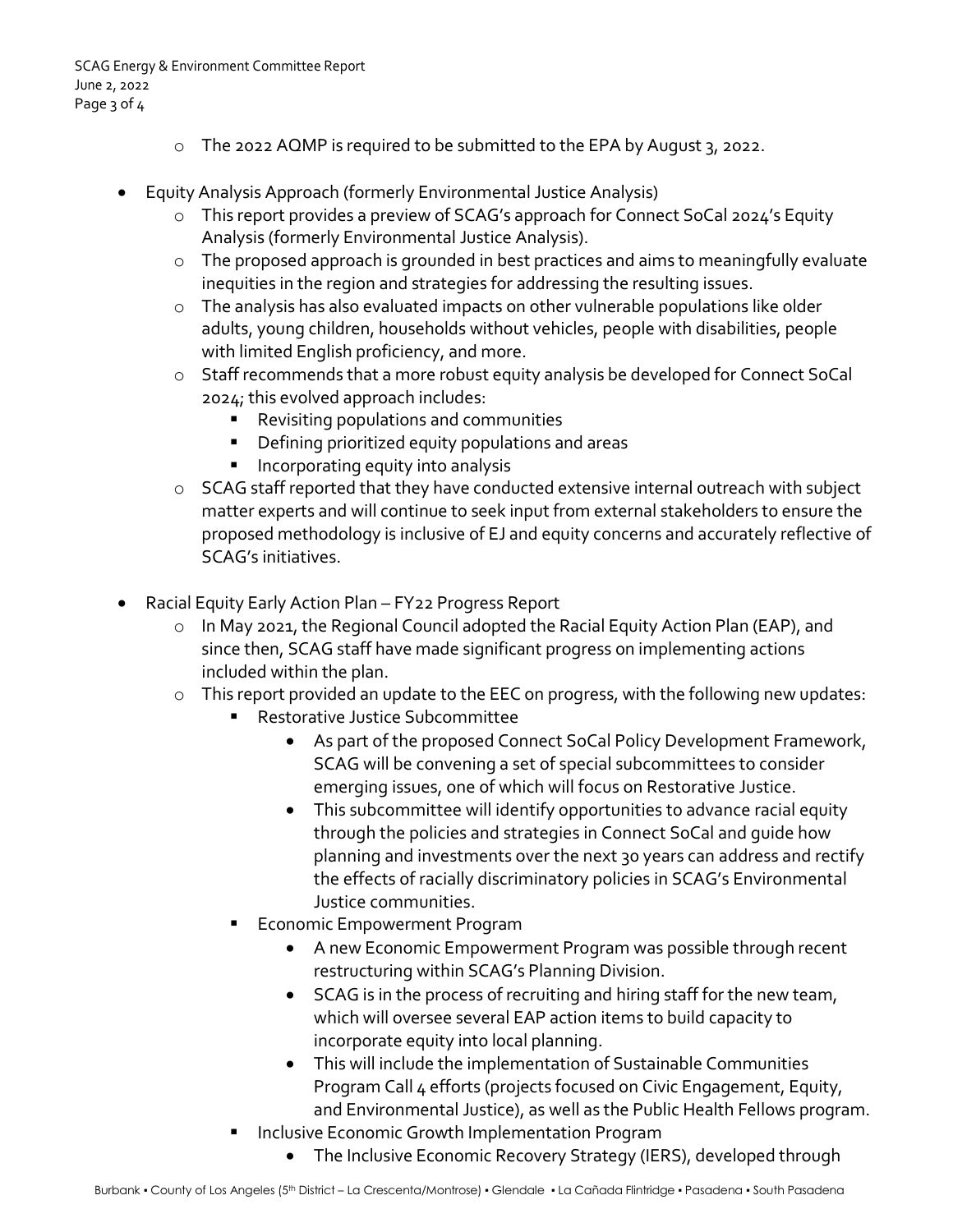- The 2022 AQMP is required to be submitted to the EPA by August 3, 2022.

- Equity Analysis Approach (formerly Environmental Justice Analysis)
  - This report provides a preview of SCAG's approach for Connect SoCal 2024's Equity Analysis (formerly Environmental Justice Analysis).
  - The proposed approach is grounded in best practices and aims to meaningfully evaluate inequities in the region and strategies for addressing the resulting issues.
  - The analysis has also evaluated impacts on other vulnerable populations like older adults, young children, households without vehicles, people with disabilities, people with limited English proficiency, and more.
  - Staff recommends that a more robust equity analysis be developed for Connect SoCal 2024; this evolved approach includes:
    - Revisiting populations and communities
    - Defining prioritized equity populations and areas
    - Incorporating equity into analysis
  - SCAG staff reported that they have conducted extensive internal outreach with subject matter experts and will continue to seek input from external stakeholders to ensure the proposed methodology is inclusive of EJ and equity concerns and accurately reflective of SCAG's initiatives.

- Racial Equity Early Action Plan – FY22 Progress Report
  - In May 2021, the Regional Council adopted the Racial Equity Action Plan (EAP), and since then, SCAG staff have made significant progress on implementing actions included within the plan.
  - This report provided an update to the EEC on progress, with the following new updates:
    - Restorative Justice Subcommittee
      - As part of the proposed Connect SoCal Policy Development Framework, SCAG will be convening a set of special subcommittees to consider emerging issues, one of which will focus on Restorative Justice.
      - This subcommittee will identify opportunities to advance racial equity through the policies and strategies in Connect SoCal and guide how planning and investments over the next 30 years can address and rectify the effects of racially discriminatory policies in SCAG's Environmental Justice communities.
    - Economic Empowerment Program
      - A new Economic Empowerment Program was possible through recent restructuring within SCAG's Planning Division.
      - SCAG is in the process of recruiting and hiring staff for the new team, which will oversee several EAP action items to build capacity to incorporate equity into local planning.
      - This will include the implementation of Sustainable Communities Program Call 4 efforts (projects focused on Civic Engagement, Equity, and Environmental Justice), as well as the Public Health Fellows program.
    - Inclusive Economic Growth Implementation Program
      - The Inclusive Economic Recovery Strategy (IERS), developed through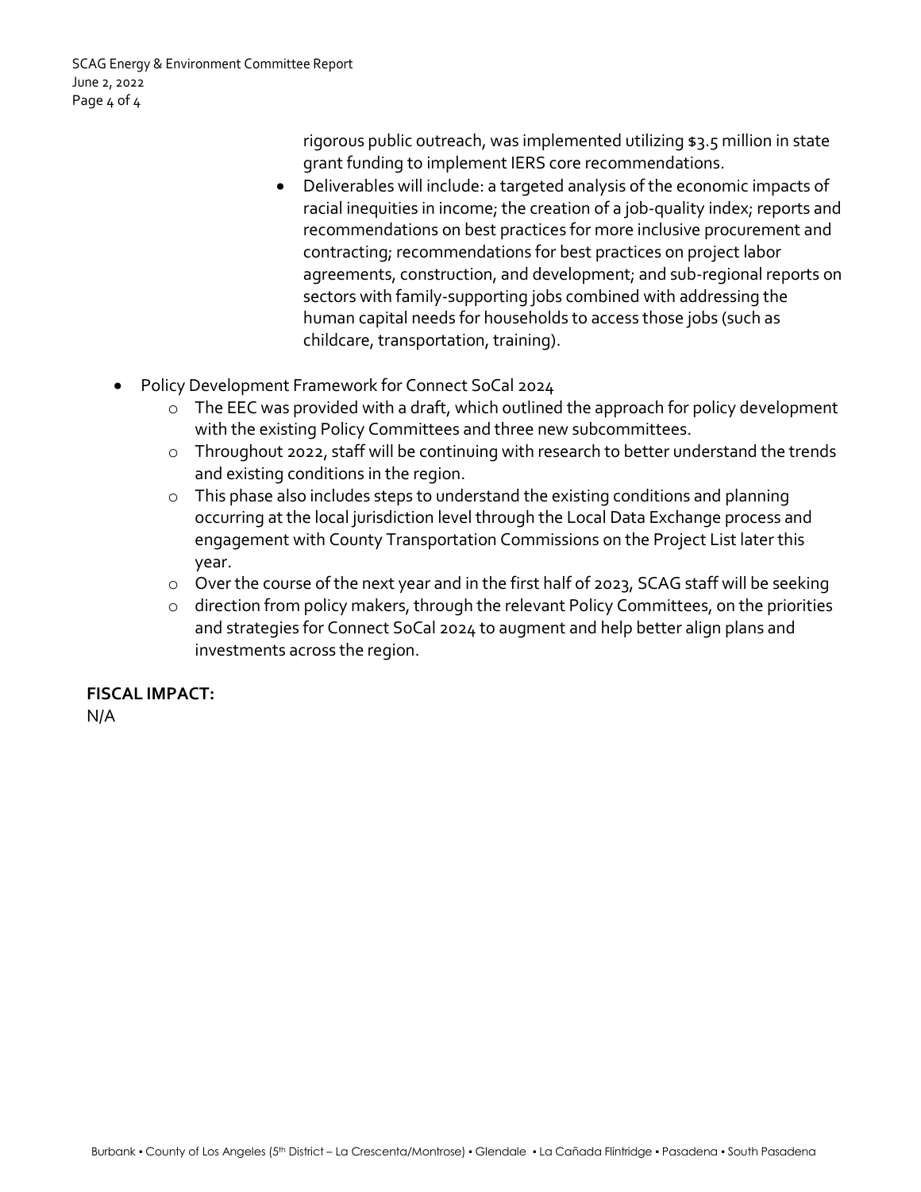rigorous public outreach, was implemented utilizing $3.5 million in state grant funding to implement IERS core recommendations.

- Deliverables will include: a targeted analysis of the economic impacts of racial inequities in income; the creation of a job-quality index; reports and recommendations on best practices for more inclusive procurement and contracting; recommendations for best practices on project labor agreements, construction, and development; and sub-regional reports on sectors with family-supporting jobs combined with addressing the human capital needs for households to access those jobs (such as childcare, transportation, training).

- Policy Development Framework for Connect SoCal 2024
  - The EEC was provided with a draft, which outlined the approach for policy development with the existing Policy Committees and three new subcommittees.
  - Throughout 2022, staff will be continuing with research to better understand the trends and existing conditions in the region.
  - This phase also includes steps to understand the existing conditions and planning occurring at the local jurisdiction level through the Local Data Exchange process and engagement with County Transportation Commissions on the Project List later this year.
  - Over the course of the next year and in the first half of 2023, SCAG staff will be seeking
  - direction from policy makers, through the relevant Policy Committees, on the priorities and strategies for Connect SoCal 2024 to augment and help better align plans and investments across the region.

**FISCAL IMPACT:**

N/A